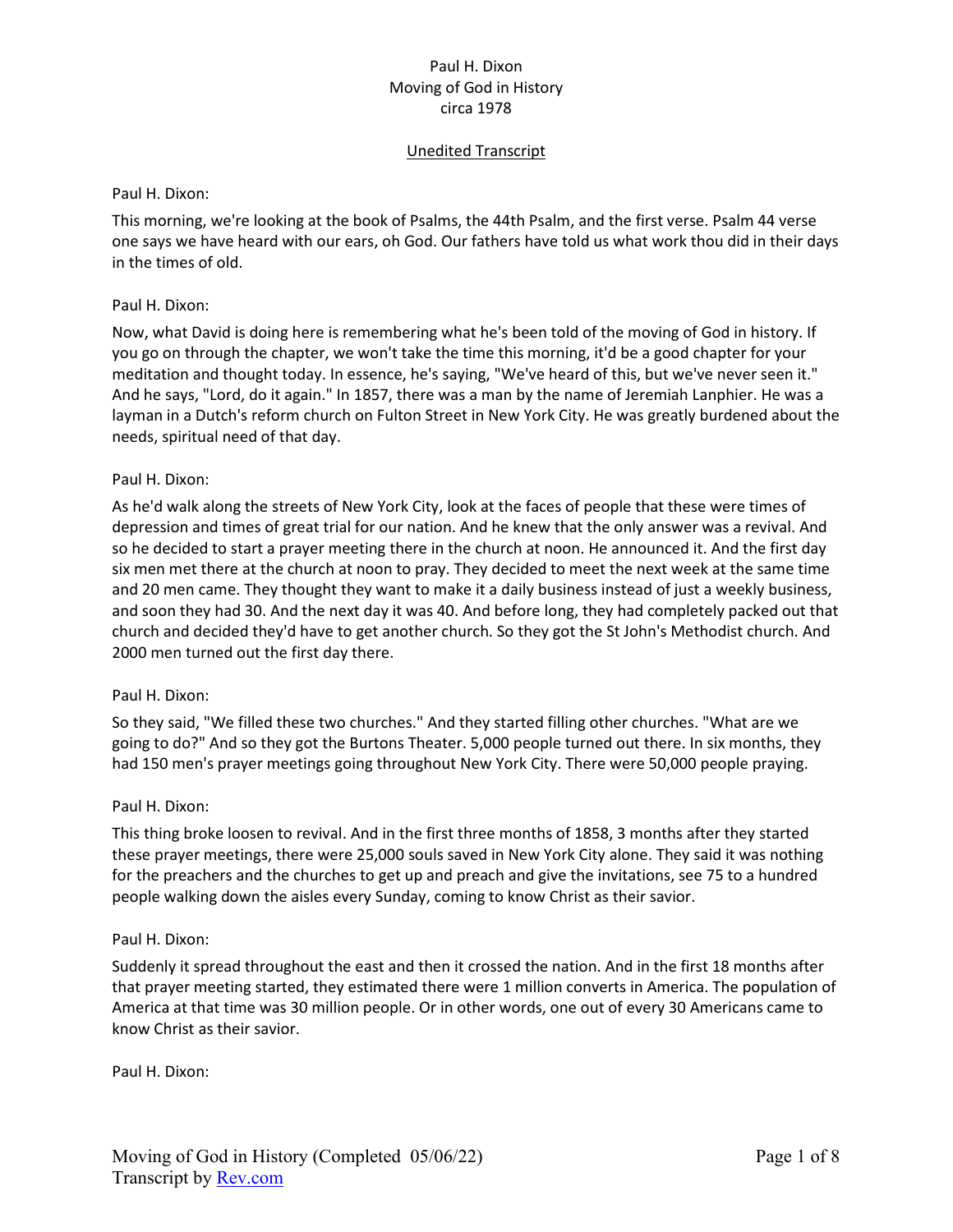Paul H. Dixon
Moving of God in History
circa 1978

Unedited Transcript

Paul H. Dixon:

This morning, we're looking at the book of Psalms, the 44th Psalm, and the first verse. Psalm 44 verse one says we have heard with our ears, oh God. Our fathers have told us what work thou did in their days in the times of old.

Paul H. Dixon:

Now, what David is doing here is remembering what he's been told of the moving of God in history. If you go on through the chapter, we won't take the time this morning, it'd be a good chapter for your meditation and thought today. In essence, he's saying, "We've heard of this, but we've never seen it." And he says, "Lord, do it again." In 1857, there was a man by the name of Jeremiah Lanphier. He was a layman in a Dutch's reform church on Fulton Street in New York City. He was greatly burdened about the needs, spiritual need of that day.

Paul H. Dixon:

As he'd walk along the streets of New York City, look at the faces of people that these were times of depression and times of great trial for our nation. And he knew that the only answer was a revival. And so he decided to start a prayer meeting there in the church at noon. He announced it. And the first day six men met there at the church at noon to pray. They decided to meet the next week at the same time and 20 men came. They thought they want to make it a daily business instead of just a weekly business, and soon they had 30. And the next day it was 40. And before long, they had completely packed out that church and decided they'd have to get another church. So they got the St John's Methodist church. And 2000 men turned out the first day there.

Paul H. Dixon:

So they said, "We filled these two churches." And they started filling other churches. "What are we going to do?" And so they got the Burtons Theater. 5,000 people turned out there. In six months, they had 150 men's prayer meetings going throughout New York City. There were 50,000 people praying.

Paul H. Dixon:

This thing broke loosen to revival. And in the first three months of 1858, 3 months after they started these prayer meetings, there were 25,000 souls saved in New York City alone. They said it was nothing for the preachers and the churches to get up and preach and give the invitations, see 75 to a hundred people walking down the aisles every Sunday, coming to know Christ as their savior.

Paul H. Dixon:

Suddenly it spread throughout the east and then it crossed the nation. And in the first 18 months after that prayer meeting started, they estimated there were 1 million converts in America. The population of America at that time was 30 million people. Or in other words, one out of every 30 Americans came to know Christ as their savior.

Paul H. Dixon: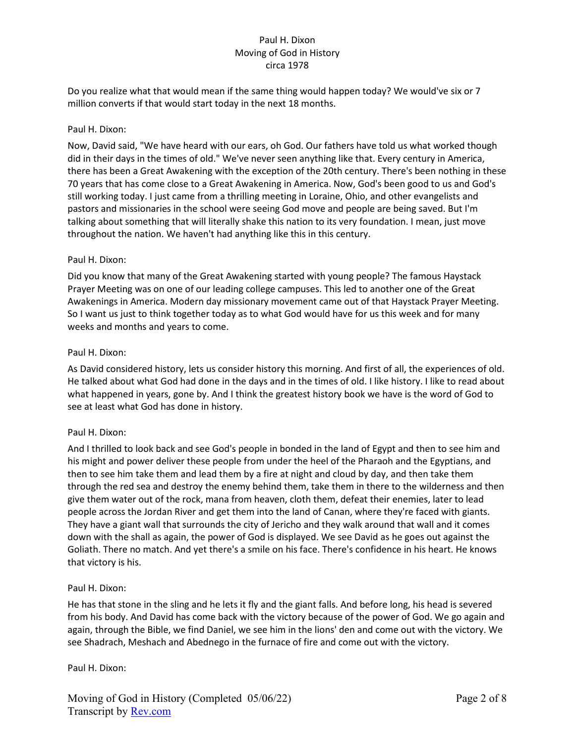Do you realize what that would mean if the same thing would happen today? We would've six or 7 million converts if that would start today in the next 18 months.

Paul H. Dixon:

Now, David said, "We have heard with our ears, oh God. Our fathers have told us what worked though did in their days in the times of old." We've never seen anything like that. Every century in America, there has been a Great Awakening with the exception of the 20th century. There's been nothing in these 70 years that has come close to a Great Awakening in America. Now, God's been good to us and God's still working today. I just came from a thrilling meeting in Loraine, Ohio, and other evangelists and pastors and missionaries in the school were seeing God move and people are being saved. But I'm talking about something that will literally shake this nation to its very foundation. I mean, just move throughout the nation. We haven't had anything like this in this century.

Paul H. Dixon:

Did you know that many of the Great Awakening started with young people? The famous Haystack Prayer Meeting was on one of our leading college campuses. This led to another one of the Great Awakenings in America. Modern day missionary movement came out of that Haystack Prayer Meeting. So I want us just to think together today as to what God would have for us this week and for many weeks and months and years to come.

Paul H. Dixon:

As David considered history, lets us consider history this morning. And first of all, the experiences of old. He talked about what God had done in the days and in the times of old. I like history. I like to read about what happened in years, gone by. And I think the greatest history book we have is the word of God to see at least what God has done in history.

Paul H. Dixon:

And I thrilled to look back and see God's people in bonded in the land of Egypt and then to see him and his might and power deliver these people from under the heel of the Pharaoh and the Egyptians, and then to see him take them and lead them by a fire at night and cloud by day, and then take them through the red sea and destroy the enemy behind them, take them in there to the wilderness and then give them water out of the rock, mana from heaven, cloth them, defeat their enemies, later to lead people across the Jordan River and get them into the land of Canan, where they're faced with giants. They have a giant wall that surrounds the city of Jericho and they walk around that wall and it comes down with the shall as again, the power of God is displayed. We see David as he goes out against the Goliath. There no match. And yet there's a smile on his face. There's confidence in his heart. He knows that victory is his.

Paul H. Dixon:

He has that stone in the sling and he lets it fly and the giant falls. And before long, his head is severed from his body. And David has come back with the victory because of the power of God. We go again and again, through the Bible, we find Daniel, we see him in the lions' den and come out with the victory. We see Shadrach, Meshach and Abednego in the furnace of fire and come out with the victory.

Paul H. Dixon: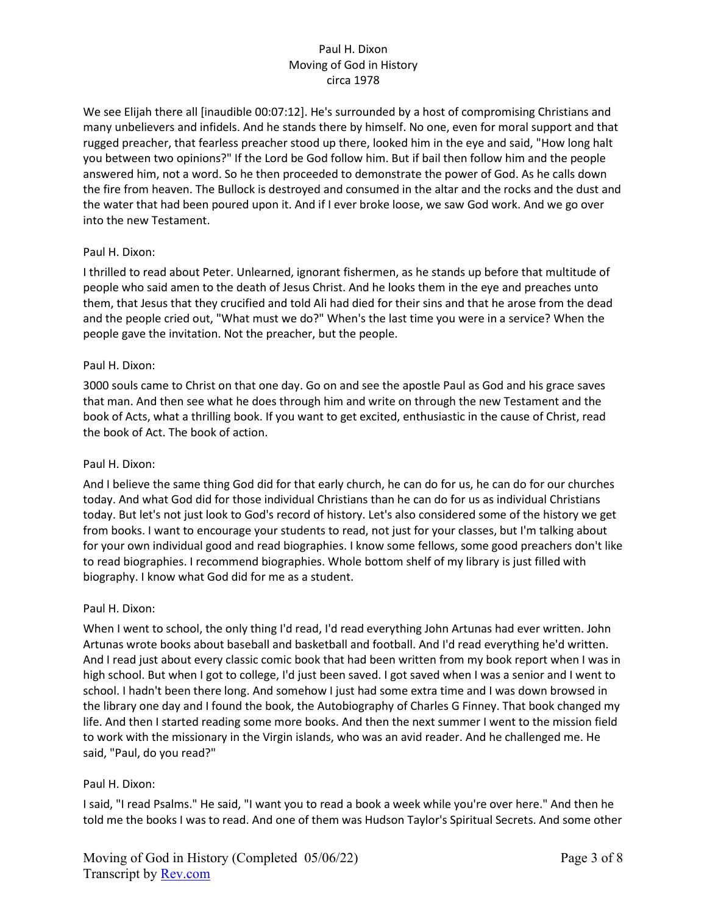We see Elijah there all [inaudible 00:07:12]. He's surrounded by a host of compromising Christians and many unbelievers and infidels. And he stands there by himself. No one, even for moral support and that rugged preacher, that fearless preacher stood up there, looked him in the eye and said, "How long halt you between two opinions?" If the Lord be God follow him. But if bail then follow him and the people answered him, not a word. So he then proceeded to demonstrate the power of God. As he calls down the fire from heaven. The Bullock is destroyed and consumed in the altar and the rocks and the dust and the water that had been poured upon it. And if I ever broke loose, we saw God work. And we go over into the new Testament.

Paul H. Dixon:

I thrilled to read about Peter. Unlearned, ignorant fishermen, as he stands up before that multitude of people who said amen to the death of Jesus Christ. And he looks them in the eye and preaches unto them, that Jesus that they crucified and told Ali had died for their sins and that he arose from the dead and the people cried out, "What must we do?" When's the last time you were in a service? When the people gave the invitation. Not the preacher, but the people.

Paul H. Dixon:

3000 souls came to Christ on that one day. Go on and see the apostle Paul as God and his grace saves that man. And then see what he does through him and write on through the new Testament and the book of Acts, what a thrilling book. If you want to get excited, enthusiastic in the cause of Christ, read the book of Act. The book of action.

Paul H. Dixon:

And I believe the same thing God did for that early church, he can do for us, he can do for our churches today. And what God did for those individual Christians than he can do for us as individual Christians today. But let's not just look to God's record of history. Let's also considered some of the history we get from books. I want to encourage your students to read, not just for your classes, but I'm talking about for your own individual good and read biographies. I know some fellows, some good preachers don't like to read biographies. I recommend biographies. Whole bottom shelf of my library is just filled with biography. I know what God did for me as a student.

Paul H. Dixon:

When I went to school, the only thing I'd read, I'd read everything John Artunas had ever written. John Artunas wrote books about baseball and basketball and football. And I'd read everything he'd written. And I read just about every classic comic book that had been written from my book report when I was in high school. But when I got to college, I'd just been saved. I got saved when I was a senior and I went to school. I hadn't been there long. And somehow I just had some extra time and I was down browsed in the library one day and I found the book, the Autobiography of Charles G Finney. That book changed my life. And then I started reading some more books. And then the next summer I went to the mission field to work with the missionary in the Virgin islands, who was an avid reader. And he challenged me. He said, "Paul, do you read?"

Paul H. Dixon:

I said, "I read Psalms." He said, "I want you to read a book a week while you're over here." And then he told me the books I was to read. And one of them was Hudson Taylor's Spiritual Secrets. And some other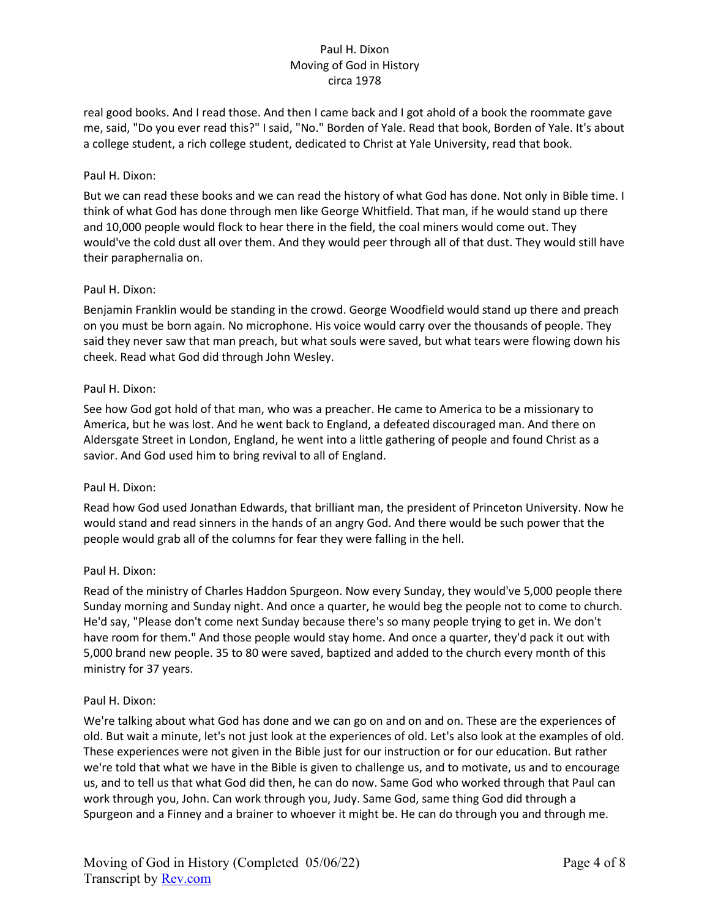real good books. And I read those. And then I came back and I got ahold of a book the roommate gave me, said, "Do you ever read this?" I said, "No." Borden of Yale. Read that book, Borden of Yale. It's about a college student, a rich college student, dedicated to Christ at Yale University, read that book.

Paul H. Dixon:

But we can read these books and we can read the history of what God has done. Not only in Bible time. I think of what God has done through men like George Whitfield. That man, if he would stand up there and 10,000 people would flock to hear there in the field, the coal miners would come out. They would've the cold dust all over them. And they would peer through all of that dust. They would still have their paraphernalia on.

Paul H. Dixon:

Benjamin Franklin would be standing in the crowd. George Woodfield would stand up there and preach on you must be born again. No microphone. His voice would carry over the thousands of people. They said they never saw that man preach, but what souls were saved, but what tears were flowing down his cheek. Read what God did through John Wesley.

Paul H. Dixon:

See how God got hold of that man, who was a preacher. He came to America to be a missionary to America, but he was lost. And he went back to England, a defeated discouraged man. And there on Aldersgate Street in London, England, he went into a little gathering of people and found Christ as a savior. And God used him to bring revival to all of England.

Paul H. Dixon:

Read how God used Jonathan Edwards, that brilliant man, the president of Princeton University. Now he would stand and read sinners in the hands of an angry God. And there would be such power that the people would grab all of the columns for fear they were falling in the hell.

Paul H. Dixon:

Read of the ministry of Charles Haddon Spurgeon. Now every Sunday, they would've 5,000 people there Sunday morning and Sunday night. And once a quarter, he would beg the people not to come to church. He'd say, "Please don't come next Sunday because there's so many people trying to get in. We don't have room for them." And those people would stay home. And once a quarter, they'd pack it out with 5,000 brand new people. 35 to 80 were saved, baptized and added to the church every month of this ministry for 37 years.

Paul H. Dixon:

We're talking about what God has done and we can go on and on and on. These are the experiences of old. But wait a minute, let's not just look at the experiences of old. Let's also look at the examples of old. These experiences were not given in the Bible just for our instruction or for our education. But rather we're told that what we have in the Bible is given to challenge us, and to motivate, us and to encourage us, and to tell us that what God did then, he can do now. Same God who worked through that Paul can work through you, John. Can work through you, Judy. Same God, same thing God did through a Spurgeon and a Finney and a brainer to whoever it might be. He can do through you and through me.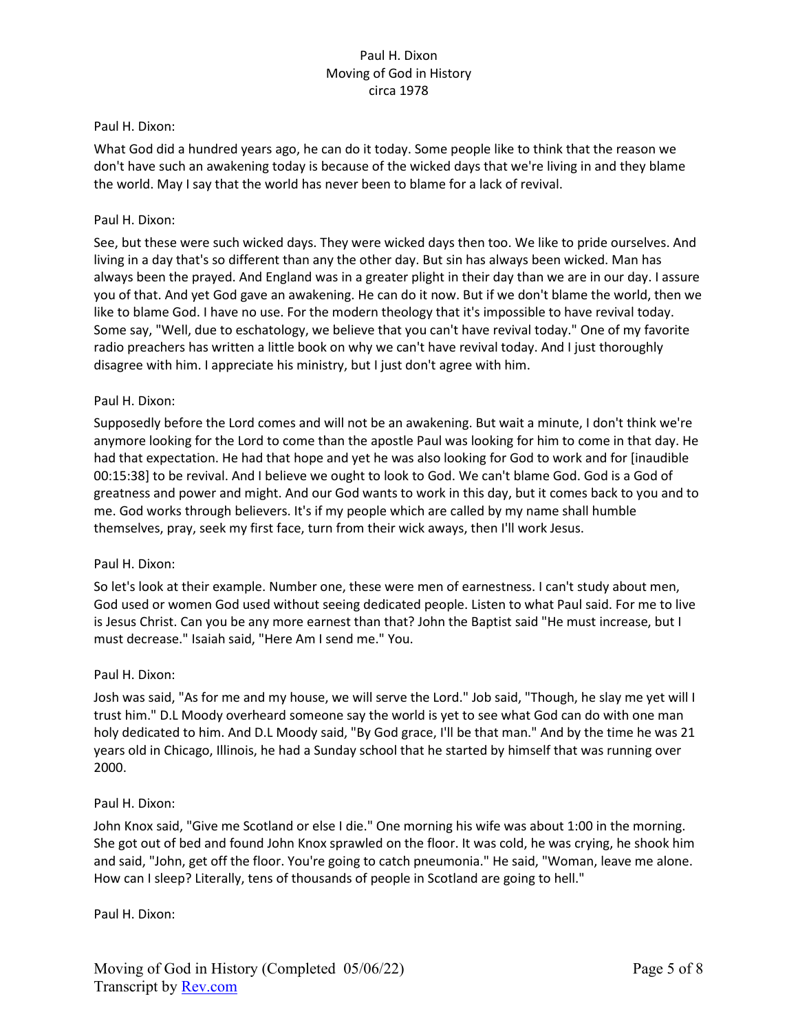Paul H. Dixon:

What God did a hundred years ago, he can do it today. Some people like to think that the reason we don't have such an awakening today is because of the wicked days that we're living in and they blame the world. May I say that the world has never been to blame for a lack of revival.

Paul H. Dixon:

See, but these were such wicked days. They were wicked days then too. We like to pride ourselves. And living in a day that's so different than any the other day. But sin has always been wicked. Man has always been the prayed. And England was in a greater plight in their day than we are in our day. I assure you of that. And yet God gave an awakening. He can do it now. But if we don't blame the world, then we like to blame God. I have no use. For the modern theology that it's impossible to have revival today. Some say, "Well, due to eschatology, we believe that you can't have revival today." One of my favorite radio preachers has written a little book on why we can't have revival today. And I just thoroughly disagree with him. I appreciate his ministry, but I just don't agree with him.

Paul H. Dixon:

Supposedly before the Lord comes and will not be an awakening. But wait a minute, I don't think we're anymore looking for the Lord to come than the apostle Paul was looking for him to come in that day. He had that expectation. He had that hope and yet he was also looking for God to work and for [inaudible 00:15:38] to be revival. And I believe we ought to look to God. We can't blame God. God is a God of greatness and power and might. And our God wants to work in this day, but it comes back to you and to me. God works through believers. It's if my people which are called by my name shall humble themselves, pray, seek my first face, turn from their wick aways, then I'll work Jesus.

Paul H. Dixon:

So let's look at their example. Number one, these were men of earnestness. I can't study about men, God used or women God used without seeing dedicated people. Listen to what Paul said. For me to live is Jesus Christ. Can you be any more earnest than that? John the Baptist said "He must increase, but I must decrease." Isaiah said, "Here Am I send me." You.

Paul H. Dixon:

Josh was said, "As for me and my house, we will serve the Lord." Job said, "Though, he slay me yet will I trust him." D.L Moody overheard someone say the world is yet to see what God can do with one man holy dedicated to him. And D.L Moody said, "By God grace, I'll be that man." And by the time he was 21 years old in Chicago, Illinois, he had a Sunday school that he started by himself that was running over 2000.

Paul H. Dixon:

John Knox said, "Give me Scotland or else I die." One morning his wife was about 1:00 in the morning. She got out of bed and found John Knox sprawled on the floor. It was cold, he was crying, he shook him and said, "John, get off the floor. You're going to catch pneumonia." He said, "Woman, leave me alone. How can I sleep? Literally, tens of thousands of people in Scotland are going to hell."

Paul H. Dixon: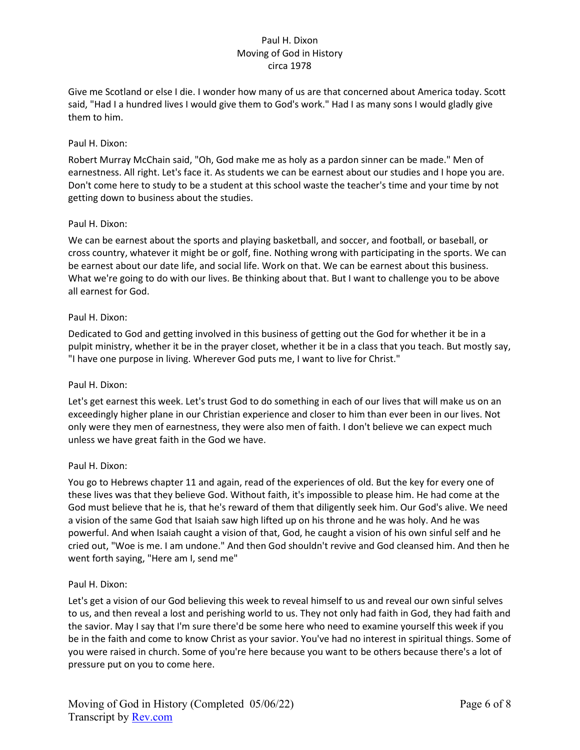Give me Scotland or else I die. I wonder how many of us are that concerned about America today. Scott said, "Had I a hundred lives I would give them to God's work." Had I as many sons I would gladly give them to him.

Paul H. Dixon:

Robert Murray McChain said, "Oh, God make me as holy as a pardon sinner can be made." Men of earnestness. All right. Let's face it. As students we can be earnest about our studies and I hope you are. Don't come here to study to be a student at this school waste the teacher's time and your time by not getting down to business about the studies.

Paul H. Dixon:

We can be earnest about the sports and playing basketball, and soccer, and football, or baseball, or cross country, whatever it might be or golf, fine. Nothing wrong with participating in the sports. We can be earnest about our date life, and social life. Work on that. We can be earnest about this business. What we're going to do with our lives. Be thinking about that. But I want to challenge you to be above all earnest for God.

Paul H. Dixon:

Dedicated to God and getting involved in this business of getting out the God for whether it be in a pulpit ministry, whether it be in the prayer closet, whether it be in a class that you teach. But mostly say, "I have one purpose in living. Wherever God puts me, I want to live for Christ."

Paul H. Dixon:

Let's get earnest this week. Let's trust God to do something in each of our lives that will make us on an exceedingly higher plane in our Christian experience and closer to him than ever been in our lives. Not only were they men of earnestness, they were also men of faith. I don't believe we can expect much unless we have great faith in the God we have.

Paul H. Dixon:

You go to Hebrews chapter 11 and again, read of the experiences of old. But the key for every one of these lives was that they believe God. Without faith, it's impossible to please him. He had come at the God must believe that he is, that he's reward of them that diligently seek him. Our God's alive. We need a vision of the same God that Isaiah saw high lifted up on his throne and he was holy. And he was powerful. And when Isaiah caught a vision of that, God, he caught a vision of his own sinful self and he cried out, "Woe is me. I am undone." And then God shouldn't revive and God cleansed him. And then he went forth saying, "Here am I, send me"

Paul H. Dixon:

Let's get a vision of our God believing this week to reveal himself to us and reveal our own sinful selves to us, and then reveal a lost and perishing world to us. They not only had faith in God, they had faith and the savior. May I say that I'm sure there'd be some here who need to examine yourself this week if you be in the faith and come to know Christ as your savior. You've had no interest in spiritual things. Some of you were raised in church. Some of you're here because you want to be others because there's a lot of pressure put on you to come here.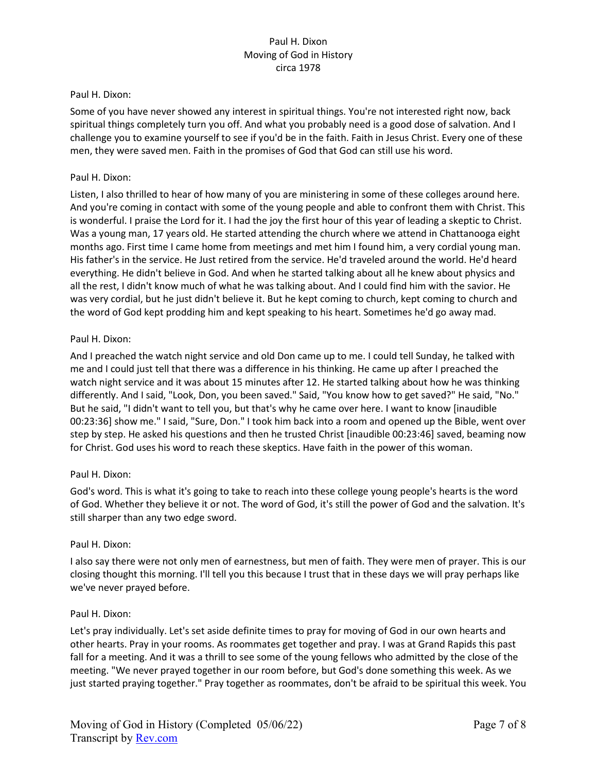Paul H. Dixon:

Some of you have never showed any interest in spiritual things. You're not interested right now, back spiritual things completely turn you off. And what you probably need is a good dose of salvation. And I challenge you to examine yourself to see if you'd be in the faith. Faith in Jesus Christ. Every one of these men, they were saved men. Faith in the promises of God that God can still use his word.

Paul H. Dixon:

Listen, I also thrilled to hear of how many of you are ministering in some of these colleges around here. And you're coming in contact with some of the young people and able to confront them with Christ. This is wonderful. I praise the Lord for it. I had the joy the first hour of this year of leading a skeptic to Christ. Was a young man, 17 years old. He started attending the church where we attend in Chattanooga eight months ago. First time I came home from meetings and met him I found him, a very cordial young man. His father's in the service. He Just retired from the service. He'd traveled around the world. He'd heard everything. He didn't believe in God. And when he started talking about all he knew about physics and all the rest, I didn't know much of what he was talking about. And I could find him with the savior. He was very cordial, but he just didn't believe it. But he kept coming to church, kept coming to church and the word of God kept prodding him and kept speaking to his heart. Sometimes he'd go away mad.

Paul H. Dixon:

And I preached the watch night service and old Don came up to me. I could tell Sunday, he talked with me and I could just tell that there was a difference in his thinking. He came up after I preached the watch night service and it was about 15 minutes after 12. He started talking about how he was thinking differently. And I said, "Look, Don, you been saved." Said, "You know how to get saved?" He said, "No." But he said, "I didn't want to tell you, but that's why he came over here. I want to know [inaudible 00:23:36] show me." I said, "Sure, Don." I took him back into a room and opened up the Bible, went over step by step. He asked his questions and then he trusted Christ [inaudible 00:23:46] saved, beaming now for Christ. God uses his word to reach these skeptics. Have faith in the power of this woman.

Paul H. Dixon:

God's word. This is what it's going to take to reach into these college young people's hearts is the word of God. Whether they believe it or not. The word of God, it's still the power of God and the salvation. It's still sharper than any two edge sword.

Paul H. Dixon:

I also say there were not only men of earnestness, but men of faith. They were men of prayer. This is our closing thought this morning. I'll tell you this because I trust that in these days we will pray perhaps like we've never prayed before.

Paul H. Dixon:

Let's pray individually. Let's set aside definite times to pray for moving of God in our own hearts and other hearts. Pray in your rooms. As roommates get together and pray. I was at Grand Rapids this past fall for a meeting. And it was a thrill to see some of the young fellows who admitted by the close of the meeting. "We never prayed together in our room before, but God's done something this week. As we just started praying together." Pray together as roommates, don't be afraid to be spiritual this week. You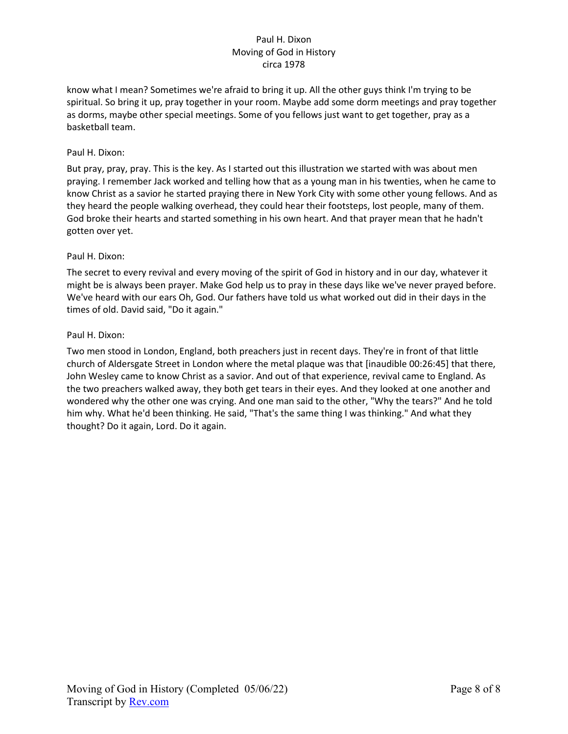know what I mean? Sometimes we're afraid to bring it up. All the other guys think I'm trying to be spiritual. So bring it up, pray together in your room. Maybe add some dorm meetings and pray together as dorms, maybe other special meetings. Some of you fellows just want to get together, pray as a basketball team.

Paul H. Dixon:

But pray, pray, pray. This is the key. As I started out this illustration we started with was about men praying. I remember Jack worked and telling how that as a young man in his twenties, when he came to know Christ as a savior he started praying there in New York City with some other young fellows. And as they heard the people walking overhead, they could hear their footsteps, lost people, many of them. God broke their hearts and started something in his own heart. And that prayer mean that he hadn't gotten over yet.

Paul H. Dixon:

The secret to every revival and every moving of the spirit of God in history and in our day, whatever it might be is always been prayer. Make God help us to pray in these days like we've never prayed before. We've heard with our ears Oh, God. Our fathers have told us what worked out did in their days in the times of old. David said, "Do it again."

Paul H. Dixon:

Two men stood in London, England, both preachers just in recent days. They're in front of that little church of Aldersgate Street in London where the metal plaque was that [inaudible 00:26:45] that there, John Wesley came to know Christ as a savior. And out of that experience, revival came to England. As the two preachers walked away, they both get tears in their eyes. And they looked at one another and wondered why the other one was crying. And one man said to the other, "Why the tears?" And he told him why. What he'd been thinking. He said, "That's the same thing I was thinking." And what they thought? Do it again, Lord. Do it again.